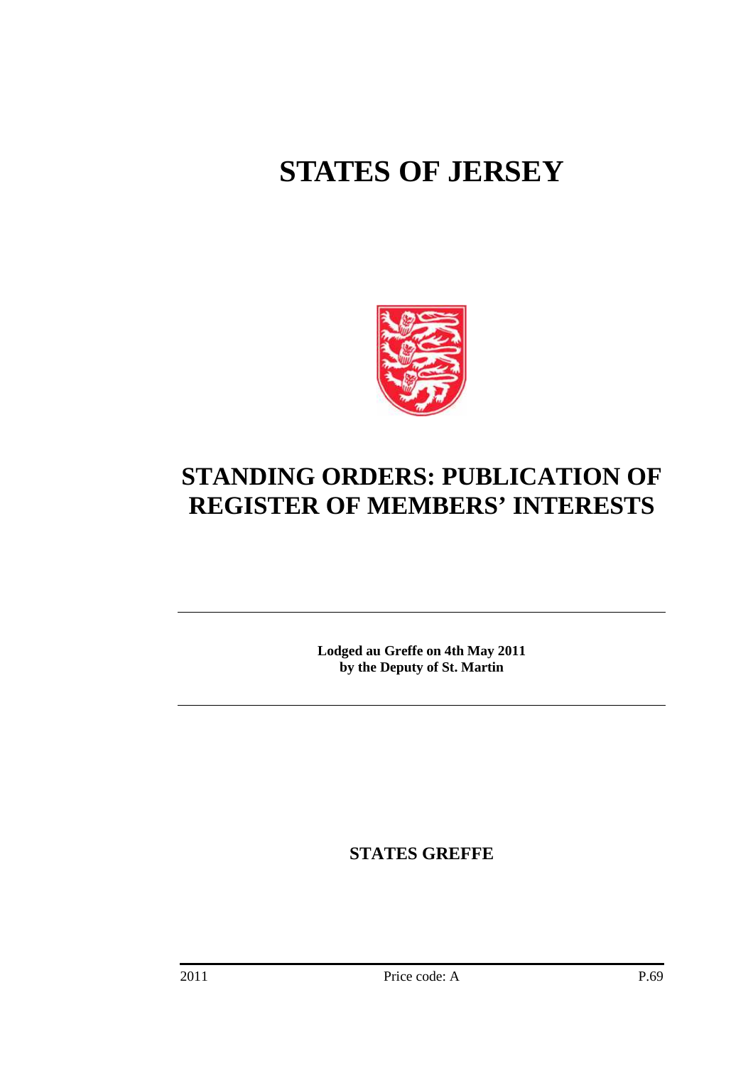# STATES OF JERSEY

## STANDING ORDERS: PUBLICATION OF REGISTER OF MEMBERS' INTERESTS

---

**Lodged au Greffe on 4th May 2011**
**by the Deputy of St. Martin**

---

**STATES GREFFE**

2011 Price code: A P.69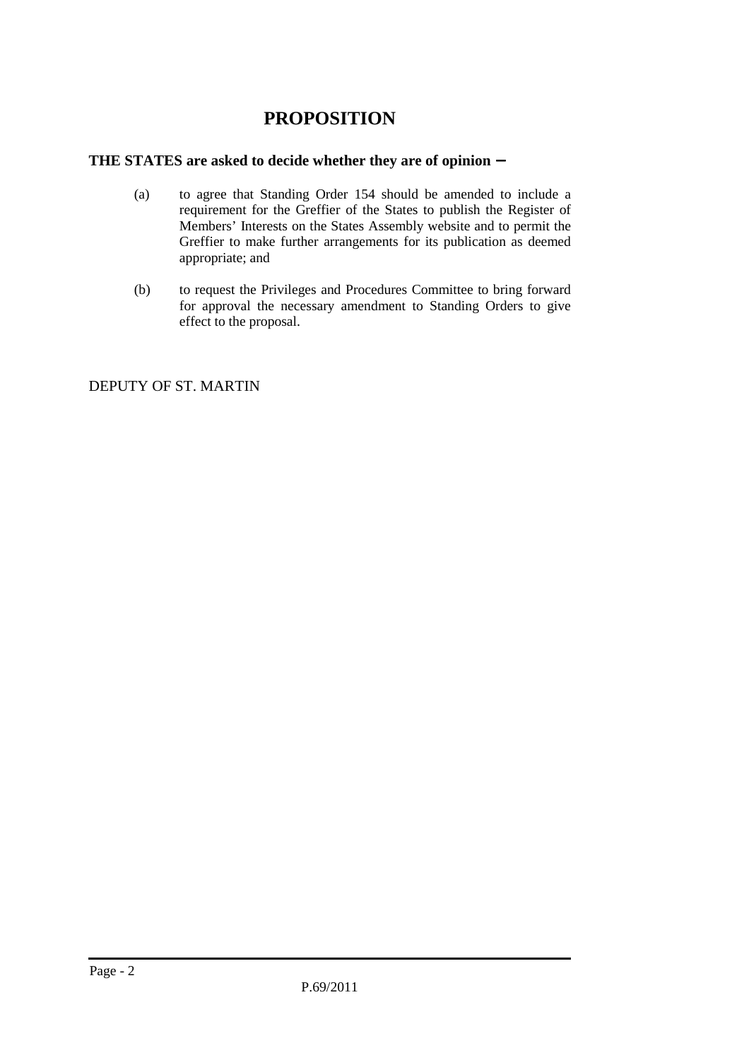# PROPOSITION

**THE STATES are asked to decide whether they are of opinion −**

(a) to agree that Standing Order 154 should be amended to include a requirement for the Greffier of the States to publish the Register of Members' Interests on the States Assembly website and to permit the Greffier to make further arrangements for its publication as deemed appropriate; and

(b) to request the Privileges and Procedures Committee to bring forward for approval the necessary amendment to Standing Orders to give effect to the proposal.

DEPUTY OF ST. MARTIN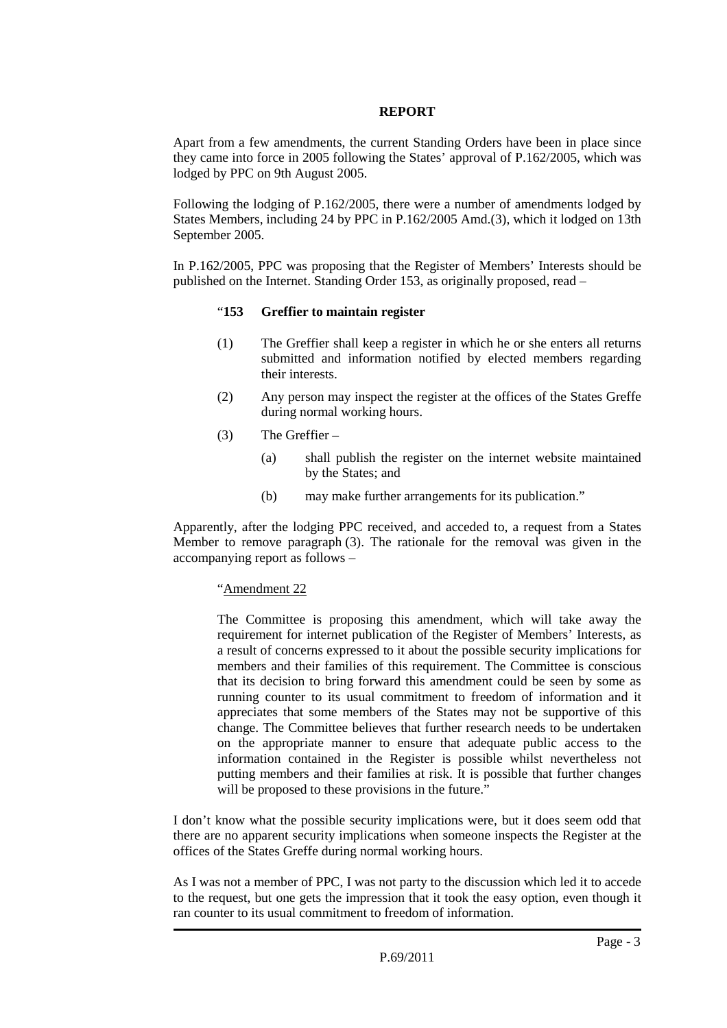**REPORT**

Apart from a few amendments, the current Standing Orders have been in place since they came into force in 2005 following the States' approval of P.162/2005, which was lodged by PPC on 9th August 2005.

Following the lodging of P.162/2005, there were a number of amendments lodged by States Members, including 24 by PPC in P.162/2005 Amd.(3), which it lodged on 13th September 2005.

In P.162/2005, PPC was proposing that the Register of Members' Interests should be published on the Internet. Standing Order 153, as originally proposed, read –

> "**153 Greffier to maintain register**
>
> (1) The Greffier shall keep a register in which he or she enters all returns submitted and information notified by elected members regarding their interests.
>
> (2) Any person may inspect the register at the offices of the States Greffe during normal working hours.
>
> (3) The Greffier –
>
> (a) shall publish the register on the internet website maintained by the States; and
>
> (b) may make further arrangements for its publication."

Apparently, after the lodging PPC received, and acceded to, a request from a States Member to remove paragraph (3). The rationale for the removal was given in the accompanying report as follows –

> "<u>Amendment 22</u>
>
> The Committee is proposing this amendment, which will take away the requirement for internet publication of the Register of Members' Interests, as a result of concerns expressed to it about the possible security implications for members and their families of this requirement. The Committee is conscious that its decision to bring forward this amendment could be seen by some as running counter to its usual commitment to freedom of information and it appreciates that some members of the States may not be supportive of this change. The Committee believes that further research needs to be undertaken on the appropriate manner to ensure that adequate public access to the information contained in the Register is possible whilst nevertheless not putting members and their families at risk. It is possible that further changes will be proposed to these provisions in the future."

I don't know what the possible security implications were, but it does seem odd that there are no apparent security implications when someone inspects the Register at the offices of the States Greffe during normal working hours.

As I was not a member of PPC, I was not party to the discussion which led it to accede to the request, but one gets the impression that it took the easy option, even though it ran counter to its usual commitment to freedom of information.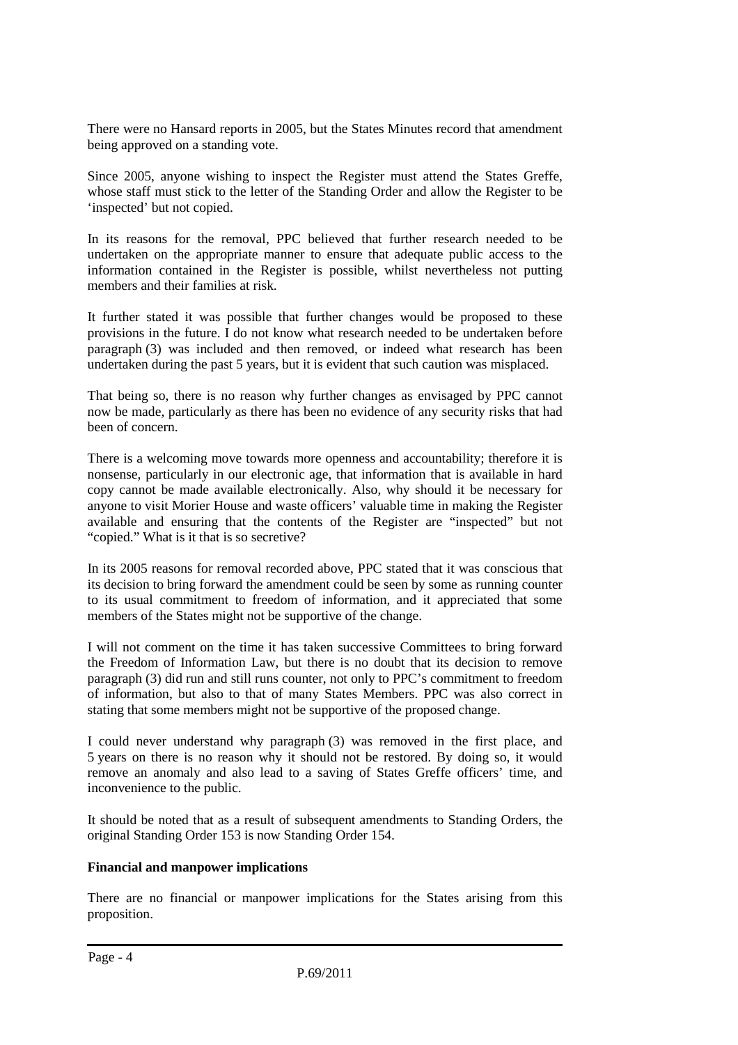There were no Hansard reports in 2005, but the States Minutes record that amendment being approved on a standing vote.

Since 2005, anyone wishing to inspect the Register must attend the States Greffe, whose staff must stick to the letter of the Standing Order and allow the Register to be 'inspected' but not copied.

In its reasons for the removal, PPC believed that further research needed to be undertaken on the appropriate manner to ensure that adequate public access to the information contained in the Register is possible, whilst nevertheless not putting members and their families at risk.

It further stated it was possible that further changes would be proposed to these provisions in the future. I do not know what research needed to be undertaken before paragraph (3) was included and then removed, or indeed what research has been undertaken during the past 5 years, but it is evident that such caution was misplaced.

That being so, there is no reason why further changes as envisaged by PPC cannot now be made, particularly as there has been no evidence of any security risks that had been of concern.

There is a welcoming move towards more openness and accountability; therefore it is nonsense, particularly in our electronic age, that information that is available in hard copy cannot be made available electronically. Also, why should it be necessary for anyone to visit Morier House and waste officers' valuable time in making the Register available and ensuring that the contents of the Register are "inspected" but not "copied." What is it that is so secretive?

In its 2005 reasons for removal recorded above, PPC stated that it was conscious that its decision to bring forward the amendment could be seen by some as running counter to its usual commitment to freedom of information, and it appreciated that some members of the States might not be supportive of the change.

I will not comment on the time it has taken successive Committees to bring forward the Freedom of Information Law, but there is no doubt that its decision to remove paragraph (3) did run and still runs counter, not only to PPC's commitment to freedom of information, but also to that of many States Members. PPC was also correct in stating that some members might not be supportive of the proposed change.

I could never understand why paragraph (3) was removed in the first place, and 5 years on there is no reason why it should not be restored. By doing so, it would remove an anomaly and also lead to a saving of States Greffe officers' time, and inconvenience to the public.

It should be noted that as a result of subsequent amendments to Standing Orders, the original Standing Order 153 is now Standing Order 154.

**Financial and manpower implications**

There are no financial or manpower implications for the States arising from this proposition.